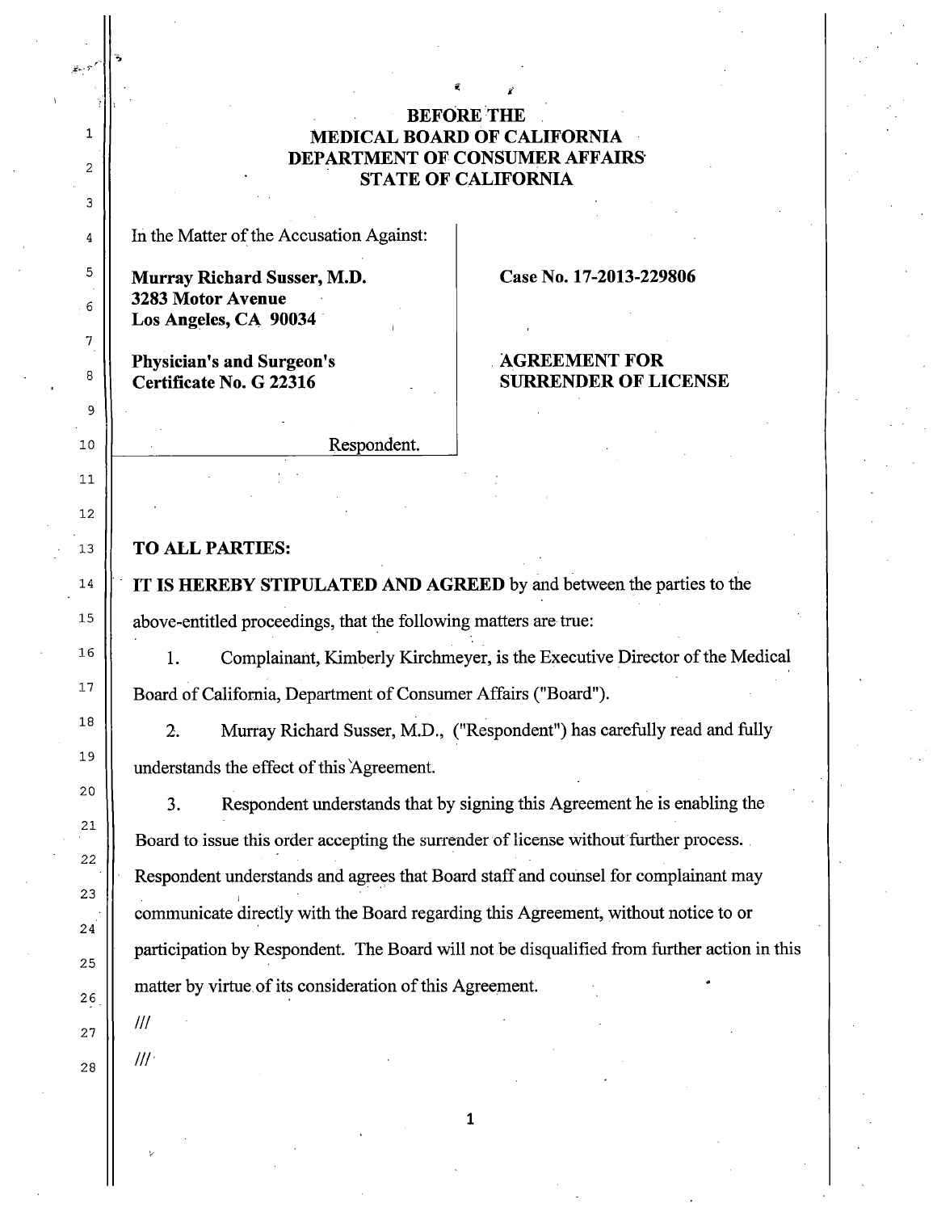# BEFORE THE MEDICAL BOARD OF CALIFORNIA DEPARTMENT OF CONSUMER AFFAIRS STATE OF CALIFORNIA

| In the Matter of the Accusation Against: | |
|---|---|
| **Murray Richard Susser, M.D.** **3283 Motor Avenue** **Los Angeles, CA 90034** | **Case No. 17-2013-229806** |
| **Physician's and Surgeon's Certificate No. G 22316** | **AGREEMENT FOR SURRENDER OF LICENSE** |
| Respondent. | |

**TO ALL PARTIES:**

**IT IS HEREBY STIPULATED AND AGREED** by and between the parties to the above-entitled proceedings, that the following matters are true:

1. Complainant, Kimberly Kirchmeyer, is the Executive Director of the Medical Board of California, Department of Consumer Affairs ("Board").

2. Murray Richard Susser, M.D., ("Respondent") has carefully read and fully understands the effect of this Agreement.

3. Respondent understands that by signing this Agreement he is enabling the Board to issue this order accepting the surrender of license without further process. Respondent understands and agrees that Board staff and counsel for complainant may communicate directly with the Board regarding this Agreement, without notice to or participation by Respondent. The Board will not be disqualified from further action in this matter by virtue of its consideration of this Agreement.

///

///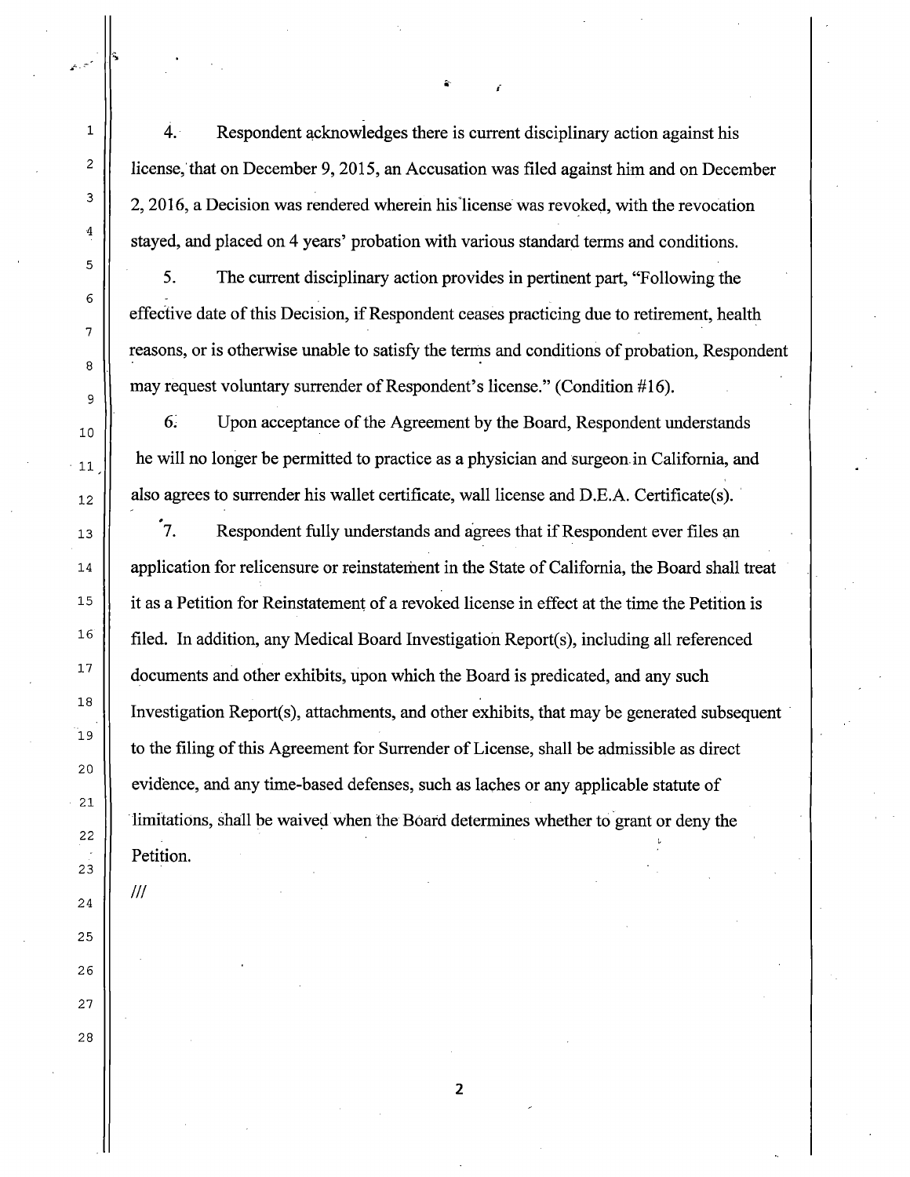4. Respondent acknowledges there is current disciplinary action against his license, that on December 9, 2015, an Accusation was filed against him and on December 2, 2016, a Decision was rendered wherein his license was revoked, with the revocation stayed, and placed on 4 years' probation with various standard terms and conditions.

5. The current disciplinary action provides in pertinent part, "Following the effective date of this Decision, if Respondent ceases practicing due to retirement, health reasons, or is otherwise unable to satisfy the terms and conditions of probation, Respondent may request voluntary surrender of Respondent's license." (Condition #16).

6. Upon acceptance of the Agreement by the Board, Respondent understands he will no longer be permitted to practice as a physician and surgeon in California, and also agrees to surrender his wallet certificate, wall license and D.E.A. Certificate(s).

7. Respondent fully understands and agrees that if Respondent ever files an application for relicensure or reinstatement in the State of California, the Board shall treat it as a Petition for Reinstatement of a revoked license in effect at the time the Petition is filed. In addition, any Medical Board Investigation Report(s), including all referenced documents and other exhibits, upon which the Board is predicated, and any such Investigation Report(s), attachments, and other exhibits, that may be generated subsequent to the filing of this Agreement for Surrender of License, shall be admissible as direct evidence, and any time-based defenses, such as laches or any applicable statute of limitations, shall be waived when the Board determines whether to grant or deny the Petition.

///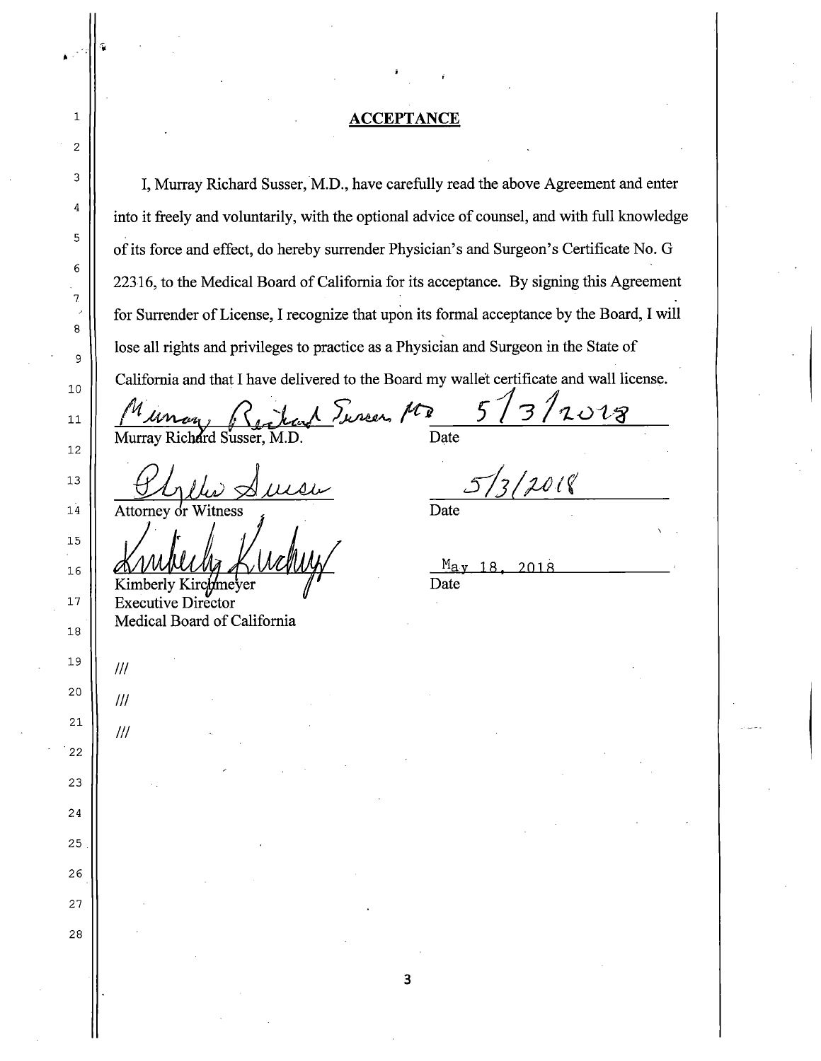## ACCEPTANCE

I, Murray Richard Susser, M.D., have carefully read the above Agreement and enter into it freely and voluntarily, with the optional advice of counsel, and with full knowledge of its force and effect, do hereby surrender Physician's and Surgeon's Certificate No. G 22316, to the Medical Board of California for its acceptance. By signing this Agreement for Surrender of License, I recognize that upon its formal acceptance by the Board, I will lose all rights and privileges to practice as a Physician and Surgeon in the State of California and that I have delivered to the Board my wallet certificate and wall license.

Murray Richard Susser, MD — 5/3/2018

Murray Richard Susser, M.D. — Date

Phyllis Susser — 5/3/2018

Attorney or Witness — Date

Kimberly Kirchmeyer — May 18, 2018

Kimberly Kirchmeyer
Executive Director
Medical Board of California — Date

///

///

///